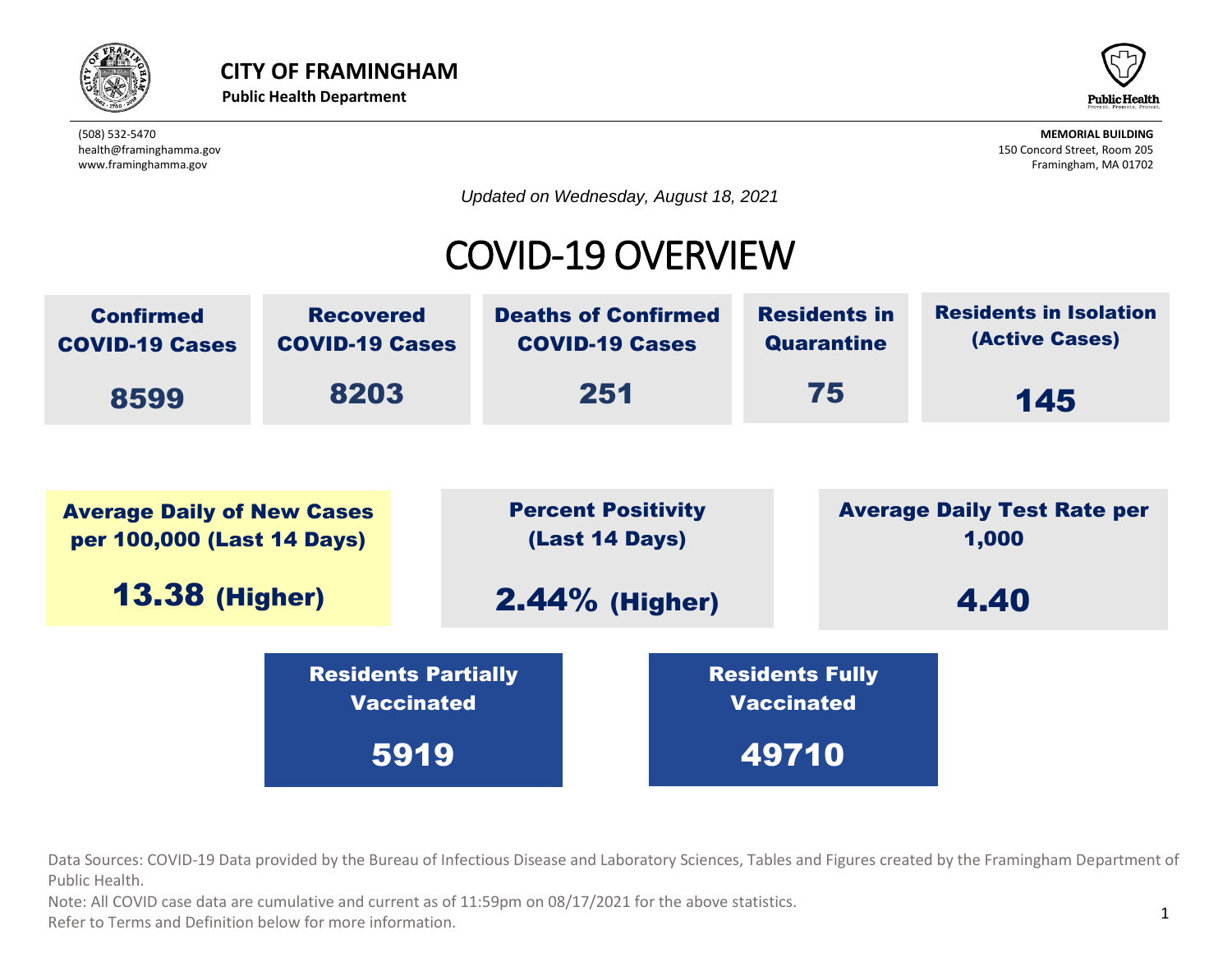**CITY OF FRAMINGHAM**
**Public Health Department**

(508) 532-5470
health@framinghamma.gov
www.framinghamma.gov

**MEMORIAL BUILDING**
150 Concord Street, Room 205
Framingham, MA 01702

*Updated on Wednesday, August 18, 2021*

# COVID-19 OVERVIEW

| Confirmed COVID-19 Cases | Recovered COVID-19 Cases | Deaths of Confirmed COVID-19 Cases | Residents in Quarantine | Residents in Isolation (Active Cases) |
|---|---|---|---|---|
| 8599 | 8203 | 251 | 75 | 145 |

| Average Daily of New Cases per 100,000 (Last 14 Days) | Percent Positivity (Last 14 Days) | Average Daily Test Rate per 1,000 |
|---|---|---|
| 13.38 (Higher) | 2.44% (Higher) | 4.40 |

| Residents Partially Vaccinated | Residents Fully Vaccinated |
|---|---|
| 5919 | 49710 |

Data Sources: COVID-19 Data provided by the Bureau of Infectious Disease and Laboratory Sciences, Tables and Figures created by the Framingham Department of Public Health.
Note: All COVID case data are cumulative and current as of 11:59pm on 08/17/2021 for the above statistics.
Refer to Terms and Definition below for more information.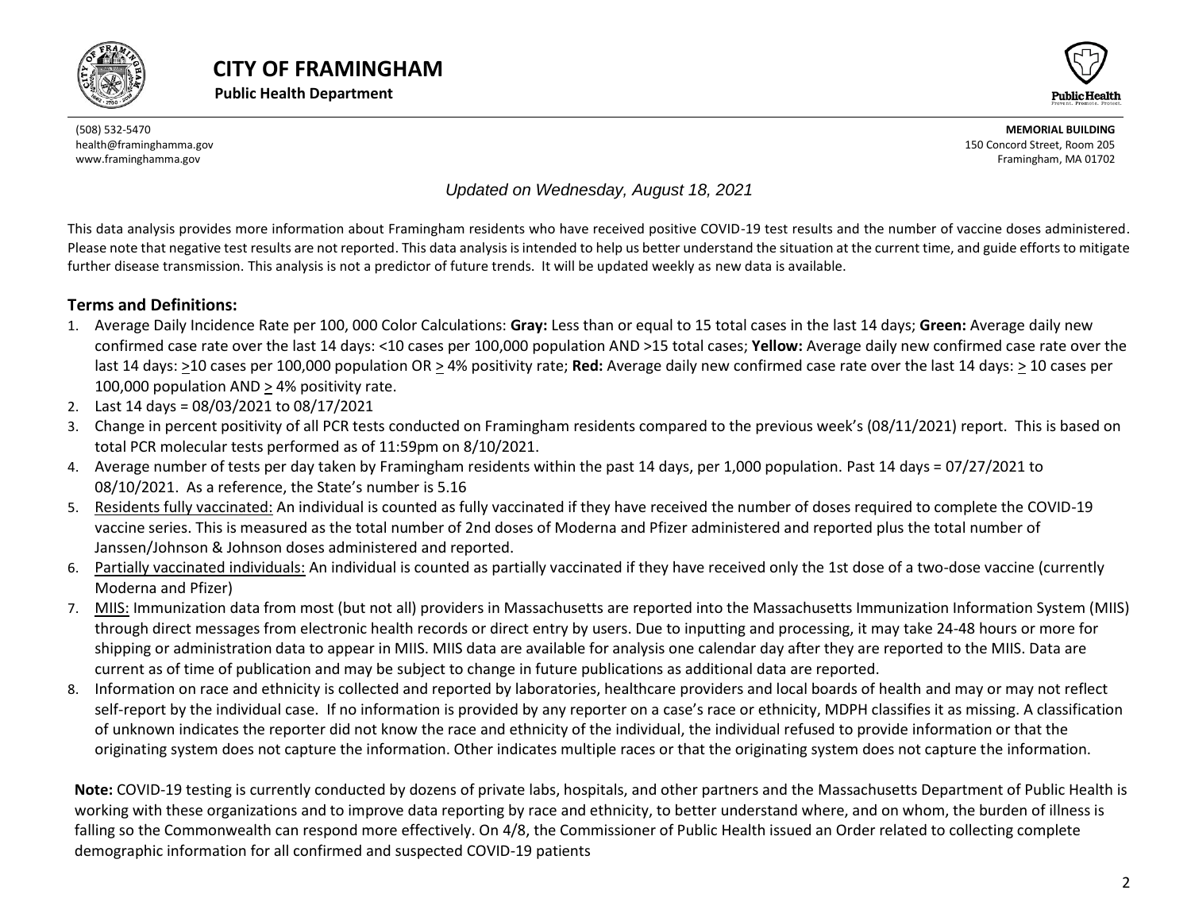# CITY OF FRAMINGHAM

**Public Health Department**

(508) 532-5470
health@framinghamma.gov
www.framinghamma.gov

**MEMORIAL BUILDING**
150 Concord Street, Room 205
Framingham, MA 01702

*Updated on Wednesday, August 18, 2021*

This data analysis provides more information about Framingham residents who have received positive COVID-19 test results and the number of vaccine doses administered. Please note that negative test results are not reported. This data analysis is intended to help us better understand the situation at the current time, and guide efforts to mitigate further disease transmission. This analysis is not a predictor of future trends. It will be updated weekly as new data is available.

## Terms and Definitions:

1. Average Daily Incidence Rate per 100, 000 Color Calculations: **Gray:** Less than or equal to 15 total cases in the last 14 days; **Green:** Average daily new confirmed case rate over the last 14 days: <10 cases per 100,000 population AND >15 total cases; **Yellow:** Average daily new confirmed case rate over the last 14 days: ≥10 cases per 100,000 population OR ≥ 4% positivity rate; **Red:** Average daily new confirmed case rate over the last 14 days: ≥ 10 cases per 100,000 population AND ≥ 4% positivity rate.
2. Last 14 days = 08/03/2021 to 08/17/2021
3. Change in percent positivity of all PCR tests conducted on Framingham residents compared to the previous week's (08/11/2021) report. This is based on total PCR molecular tests performed as of 11:59pm on 8/10/2021.
4. Average number of tests per day taken by Framingham residents within the past 14 days, per 1,000 population. Past 14 days = 07/27/2021 to 08/10/2021. As a reference, the State's number is 5.16
5. Residents fully vaccinated: An individual is counted as fully vaccinated if they have received the number of doses required to complete the COVID-19 vaccine series. This is measured as the total number of 2nd doses of Moderna and Pfizer administered and reported plus the total number of Janssen/Johnson & Johnson doses administered and reported.
6. Partially vaccinated individuals: An individual is counted as partially vaccinated if they have received only the 1st dose of a two-dose vaccine (currently Moderna and Pfizer)
7. MIIS: Immunization data from most (but not all) providers in Massachusetts are reported into the Massachusetts Immunization Information System (MIIS) through direct messages from electronic health records or direct entry by users. Due to inputting and processing, it may take 24-48 hours or more for shipping or administration data to appear in MIIS. MIIS data are available for analysis one calendar day after they are reported to the MIIS. Data are current as of time of publication and may be subject to change in future publications as additional data are reported.
8. Information on race and ethnicity is collected and reported by laboratories, healthcare providers and local boards of health and may or may not reflect self-report by the individual case. If no information is provided by any reporter on a case's race or ethnicity, MDPH classifies it as missing. A classification of unknown indicates the reporter did not know the race and ethnicity of the individual, the individual refused to provide information or that the originating system does not capture the information. Other indicates multiple races or that the originating system does not capture the information.

**Note:** COVID-19 testing is currently conducted by dozens of private labs, hospitals, and other partners and the Massachusetts Department of Public Health is working with these organizations and to improve data reporting by race and ethnicity, to better understand where, and on whom, the burden of illness is falling so the Commonwealth can respond more effectively. On 4/8, the Commissioner of Public Health issued an Order related to collecting complete demographic information for all confirmed and suspected COVID-19 patients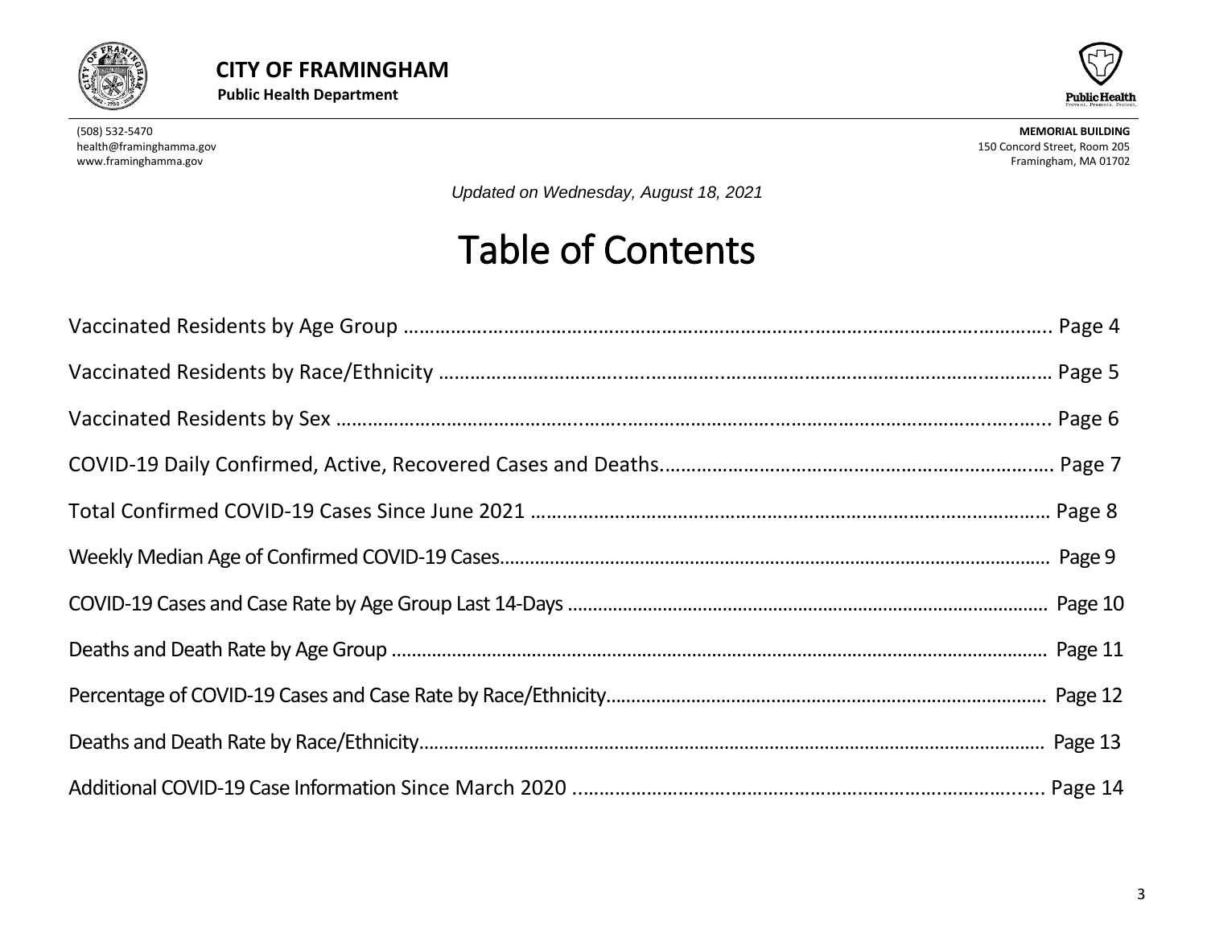**CITY OF FRAMINGHAM**

**Public Health Department**

(508) 532-5470
health@framinghamma.gov
www.framinghamma.gov

**MEMORIAL BUILDING**
150 Concord Street, Room 205
Framingham, MA 01702

*Updated on Wednesday, August 18, 2021*

# Table of Contents

Vaccinated Residents by Age Group ........................................................................ Page 4

Vaccinated Residents by Race/Ethnicity ........................................................................ Page 5

Vaccinated Residents by Sex ........................................................................ Page 6

COVID-19 Daily Confirmed, Active, Recovered Cases and Deaths........................................ Page 7

Total Confirmed COVID-19 Cases Since June 2021 ........................................................ Page 8

Weekly Median Age of Confirmed COVID-19 Cases........................................................ Page 9

COVID-19 Cases and Case Rate by Age Group Last 14-Days ........................................ Page 10

Deaths and Death Rate by Age Group ........................................................................ Page 11

Percentage of COVID-19 Cases and Case Rate by Race/Ethnicity.................................... Page 12

Deaths and Death Rate by Race/Ethnicity........................................................................ Page 13

Additional COVID-19 Case Information Since March 2020 ............................................ Page 14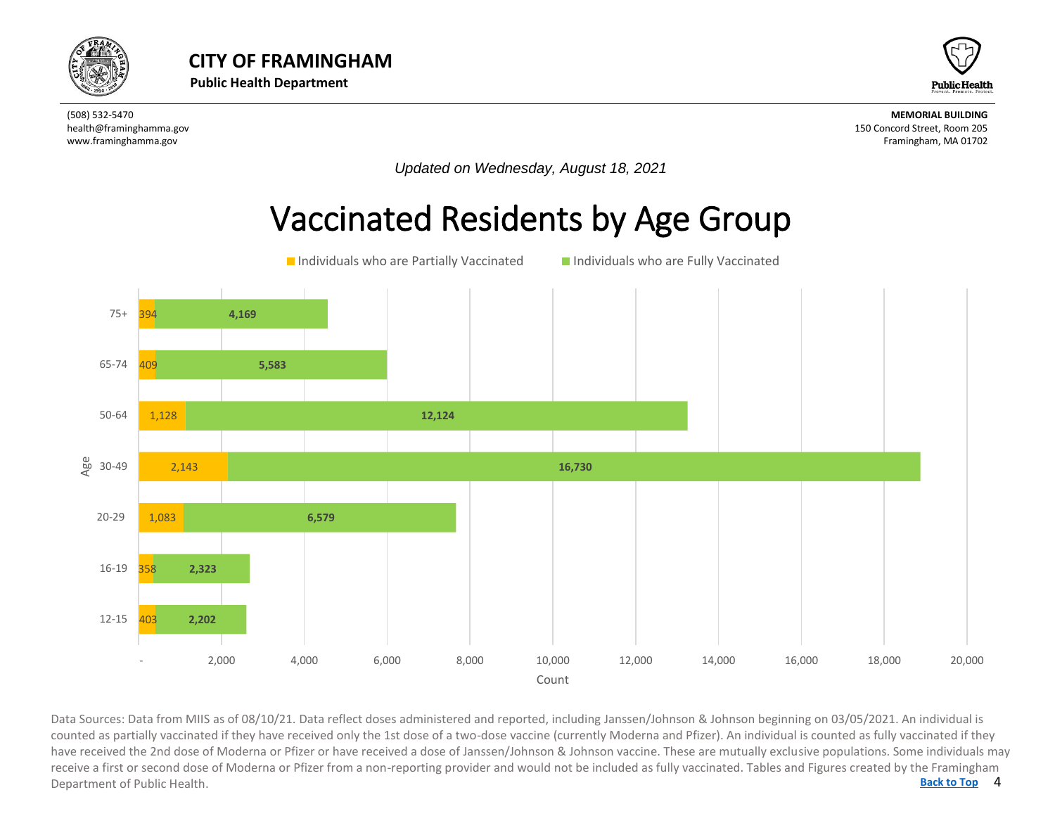# CITY OF FRAMINGHAM

**Public Health Department**

(508) 532-5470
health@framinghamma.gov
www.framinghamma.gov

**MEMORIAL BUILDING**
150 Concord Street, Room 205
Framingham, MA 01702

*Updated on Wednesday, August 18, 2021*

## Vaccinated Residents by Age Group

| Age | Individuals who are Partially Vaccinated | Individuals who are Fully Vaccinated |
|---|---|---|
| 75+ | 394 | 4,169 |
| 65-74 | 409 | 5,583 |
| 50-64 | 1,128 | 12,124 |
| 30-49 | 2,143 | 16,730 |
| 20-29 | 1,083 | 6,579 |
| 16-19 | 358 | 2,323 |
| 12-15 | 403 | 2,202 |

Data Sources: Data from MIIS as of 08/10/21. Data reflect doses administered and reported, including Janssen/Johnson & Johnson beginning on 03/05/2021. An individual is counted as partially vaccinated if they have received only the 1st dose of a two-dose vaccine (currently Moderna and Pfizer). An individual is counted as fully vaccinated if they have received the 2nd dose of Moderna or Pfizer or have received a dose of Janssen/Johnson & Johnson vaccine. These are mutually exclusive populations. Some individuals may receive a first or second dose of Moderna or Pfizer from a non-reporting provider and would not be included as fully vaccinated. Tables and Figures created by the Framingham Department of Public Health.

Back to Top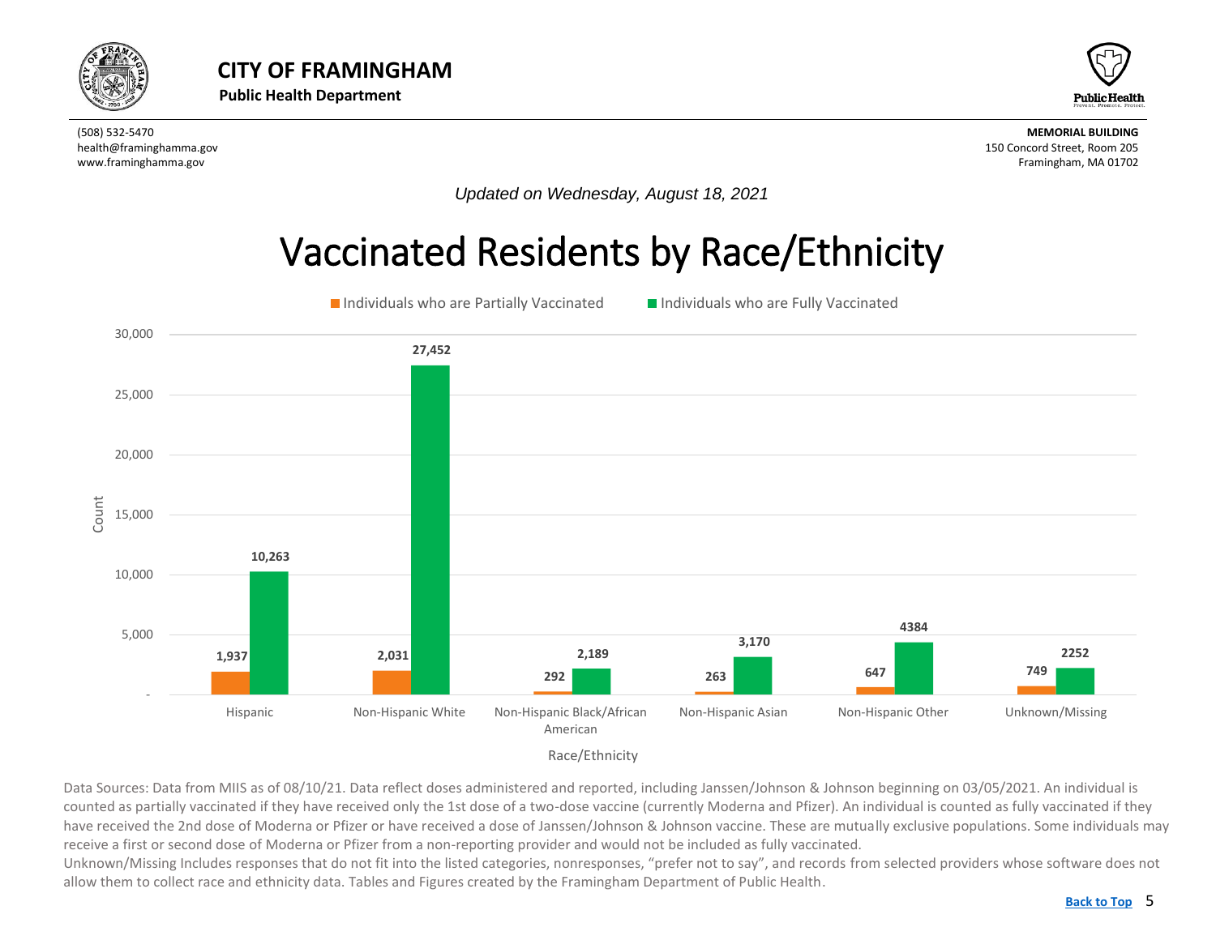# CITY OF FRAMINGHAM

**Public Health Department**

(508) 532-5470
health@framinghamma.gov
www.framinghamma.gov

**MEMORIAL BUILDING**
150 Concord Street, Room 205
Framingham, MA 01702

*Updated on Wednesday, August 18, 2021*

## Vaccinated Residents by Race/Ethnicity

| Race/Ethnicity | Individuals who are Partially Vaccinated | Individuals who are Fully Vaccinated |
|---|---|---|
| Hispanic | 1,937 | 10,263 |
| Non-Hispanic White | 2,031 | 27,452 |
| Non-Hispanic Black/African American | 292 | 2,189 |
| Non-Hispanic Asian | 263 | 3,170 |
| Non-Hispanic Other | 647 | 4384 |
| Unknown/Missing | 749 | 2252 |

Data Sources: Data from MIIS as of 08/10/21. Data reflect doses administered and reported, including Janssen/Johnson & Johnson beginning on 03/05/2021. An individual is counted as partially vaccinated if they have received only the 1st dose of a two-dose vaccine (currently Moderna and Pfizer). An individual is counted as fully vaccinated if they have received the 2nd dose of Moderna or Pfizer or have received a dose of Janssen/Johnson & Johnson vaccine. These are mutually exclusive populations. Some individuals may receive a first or second dose of Moderna or Pfizer from a non-reporting provider and would not be included as fully vaccinated.
Unknown/Missing Includes responses that do not fit into the listed categories, nonresponses, "prefer not to say", and records from selected providers whose software does not allow them to collect race and ethnicity data. Tables and Figures created by the Framingham Department of Public Health.

Back to Top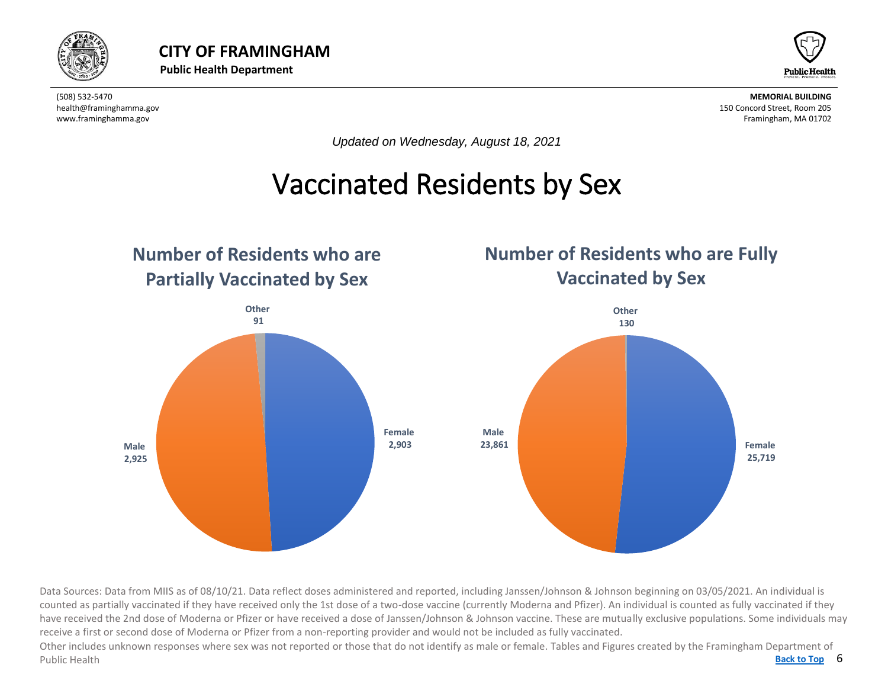**CITY OF FRAMINGHAM**
**Public Health Department**

(508) 532-5470
health@framinghamma.gov
www.framinghamma.gov

**MEMORIAL BUILDING**
150 Concord Street, Room 205
Framingham, MA 01702

*Updated on Wednesday, August 18, 2021*

# Vaccinated Residents by Sex

## Number of Residents who are Partially Vaccinated by Sex

| Sex | Number |
| --- | --- |
| Female | 2,903 |
| Male | 2,925 |
| Other | 91 |

## Number of Residents who are Fully Vaccinated by Sex

| Sex | Number |
| --- | --- |
| Female | 25,719 |
| Male | 23,861 |
| Other | 130 |

Data Sources: Data from MIIS as of 08/10/21. Data reflect doses administered and reported, including Janssen/Johnson & Johnson beginning on 03/05/2021. An individual is counted as partially vaccinated if they have received only the 1st dose of a two-dose vaccine (currently Moderna and Pfizer). An individual is counted as fully vaccinated if they have received the 2nd dose of Moderna or Pfizer or have received a dose of Janssen/Johnson & Johnson vaccine. These are mutually exclusive populations. Some individuals may receive a first or second dose of Moderna or Pfizer from a non-reporting provider and would not be included as fully vaccinated.

Other includes unknown responses where sex was not reported or those that do not identify as male or female. Tables and Figures created by the Framingham Department of Public Health

Back to Top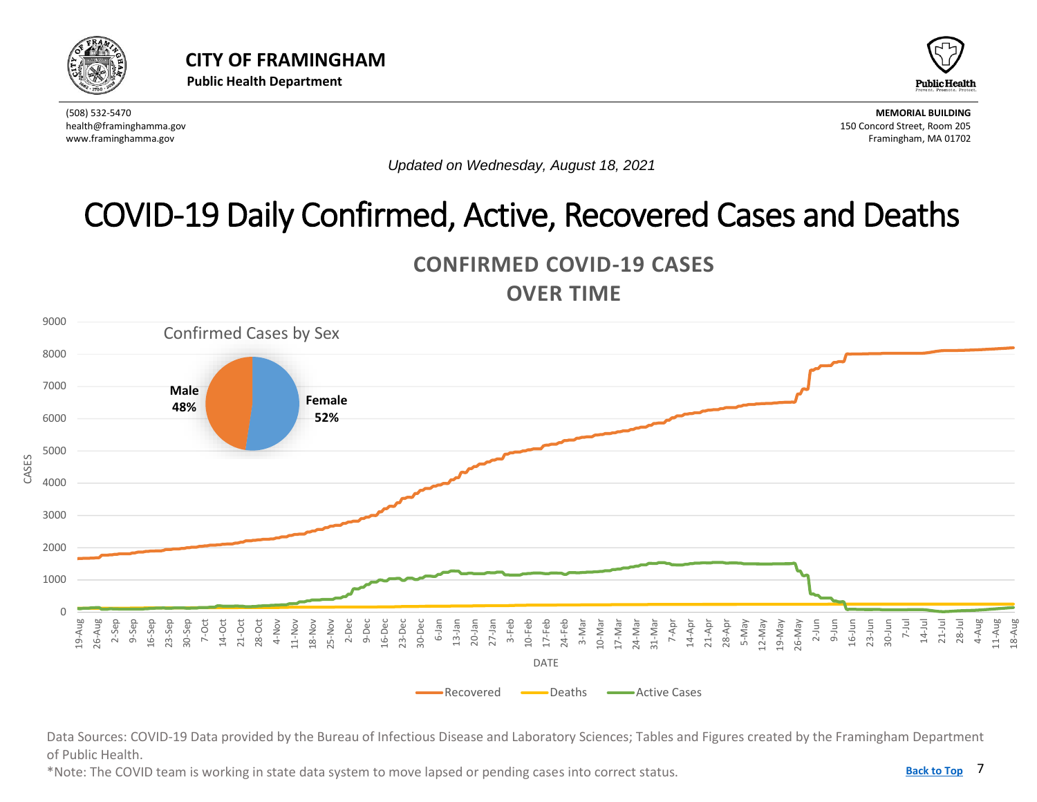# CITY OF FRAMINGHAM

**Public Health Department**

(508) 532-5470
health@framinghamma.gov
www.framinghamma.gov

**MEMORIAL BUILDING**
150 Concord Street, Room 205
Framingham, MA 01702

*Updated on Wednesday, August 18, 2021*

# COVID-19 Daily Confirmed, Active, Recovered Cases and Deaths

## CONFIRMED COVID-19 CASES OVER TIME

Confirmed Cases by Sex

| Sex | Percent |
| --- | --- |
| Male | 48% |
| Female | 52% |

Legend: Recovered, Deaths, Active Cases

Axes: CASES (0–9000); DATE (19-Aug to 18-Aug)

Data Sources: COVID-19 Data provided by the Bureau of Infectious Disease and Laboratory Sciences; Tables and Figures created by the Framingham Department of Public Health.

*Note: The COVID team is working in state data system to move lapsed or pending cases into correct status.

Back to Top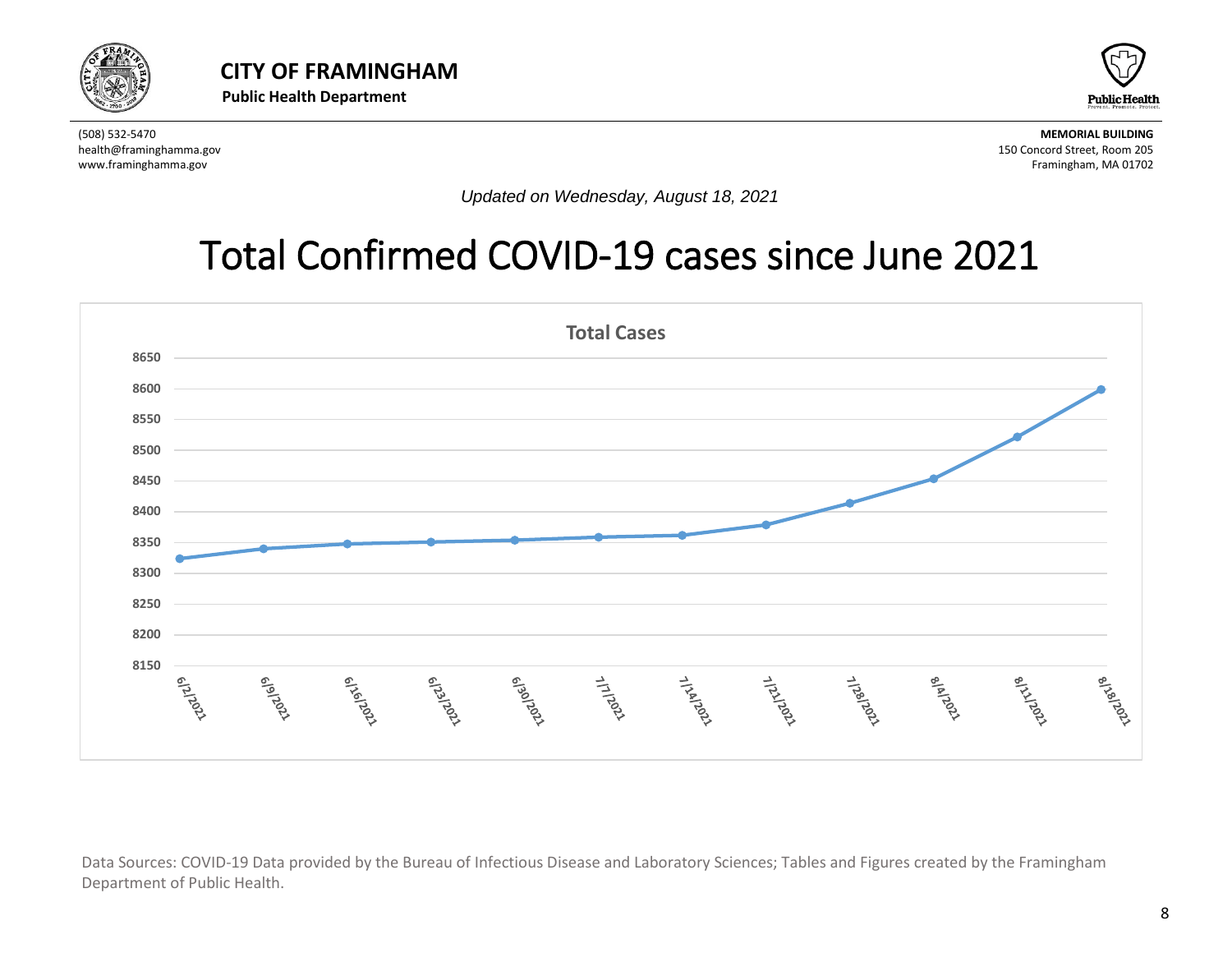**CITY OF FRAMINGHAM**

**Public Health Department**

(508) 532-5470
health@framinghamma.gov
www.framinghamma.gov

**MEMORIAL BUILDING**
150 Concord Street, Room 205
Framingham, MA 01702

*Updated on Wednesday, August 18, 2021*

# Total Confirmed COVID-19 cases since June 2021

**Total Cases**

Data Sources: COVID-19 Data provided by the Bureau of Infectious Disease and Laboratory Sciences; Tables and Figures created by the Framingham Department of Public Health.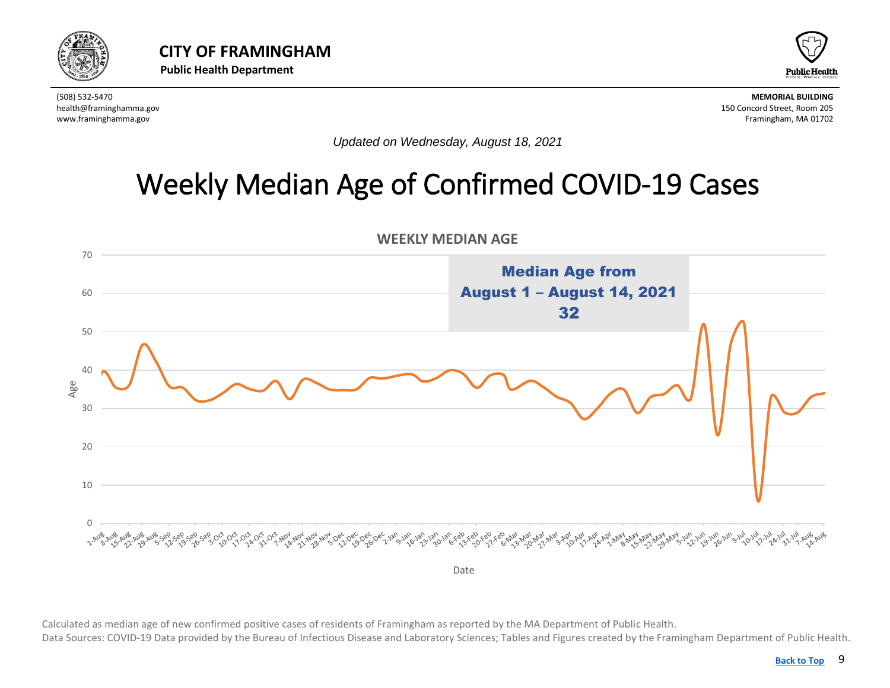**CITY OF FRAMINGHAM**
**Public Health Department**

(508) 532-5470
health@framinghamma.gov
www.framinghamma.gov

**MEMORIAL BUILDING**
150 Concord Street, Room 205
Framingham, MA 01702

*Updated on Wednesday, August 18, 2021*

# Weekly Median Age of Confirmed COVID-19 Cases

**WEEKLY MEDIAN AGE**

**Median Age from August 1 – August 14, 2021**
**32**

Calculated as median age of new confirmed positive cases of residents of Framingham as reported by the MA Department of Public Health.
Data Sources: COVID-19 Data provided by the Bureau of Infectious Disease and Laboratory Sciences; Tables and Figures created by the Framingham Department of Public Health.

Back to Top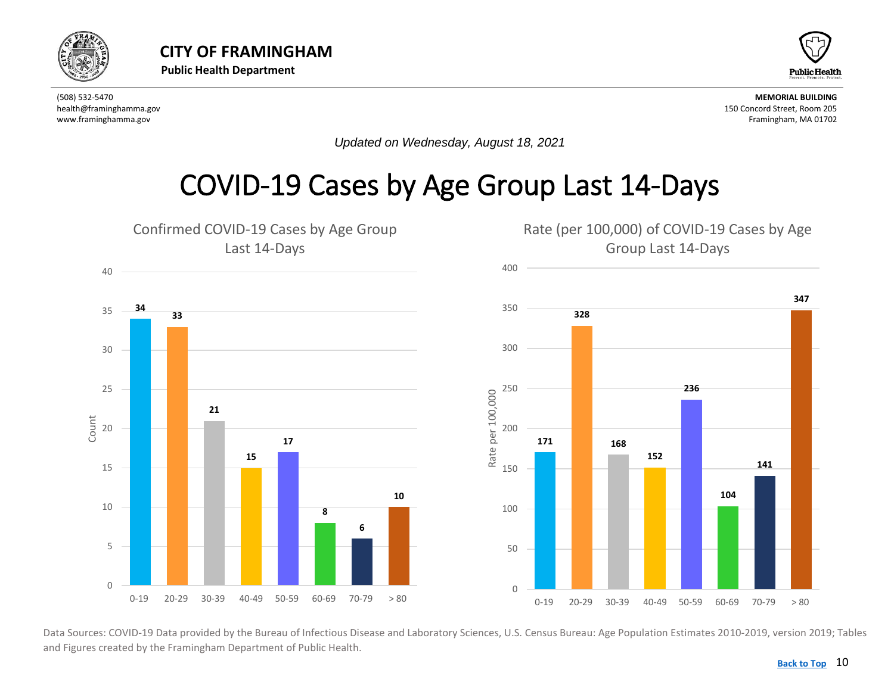# CITY OF FRAMINGHAM

**Public Health Department**

(508) 532-5470
health@framinghamma.gov
www.framinghamma.gov

**MEMORIAL BUILDING**
150 Concord Street, Room 205
Framingham, MA 01702

*Updated on Wednesday, August 18, 2021*

## COVID-19 Cases by Age Group Last 14-Days

### Confirmed COVID-19 Cases by Age Group Last 14-Days

| Age Group | Count |
| --- | --- |
| 0-19 | 34 |
| 20-29 | 33 |
| 30-39 | 21 |
| 40-49 | 15 |
| 50-59 | 17 |
| 60-69 | 8 |
| 70-79 | 6 |
| > 80 | 10 |

### Rate (per 100,000) of COVID-19 Cases by Age Group Last 14-Days

| Age Group | Rate per 100,000 |
| --- | --- |
| 0-19 | 171 |
| 20-29 | 328 |
| 30-39 | 168 |
| 40-49 | 152 |
| 50-59 | 236 |
| 60-69 | 104 |
| 70-79 | 141 |
| > 80 | 347 |

Data Sources: COVID-19 Data provided by the Bureau of Infectious Disease and Laboratory Sciences, U.S. Census Bureau: Age Population Estimates 2010-2019, version 2019; Tables and Figures created by the Framingham Department of Public Health.

Back to Top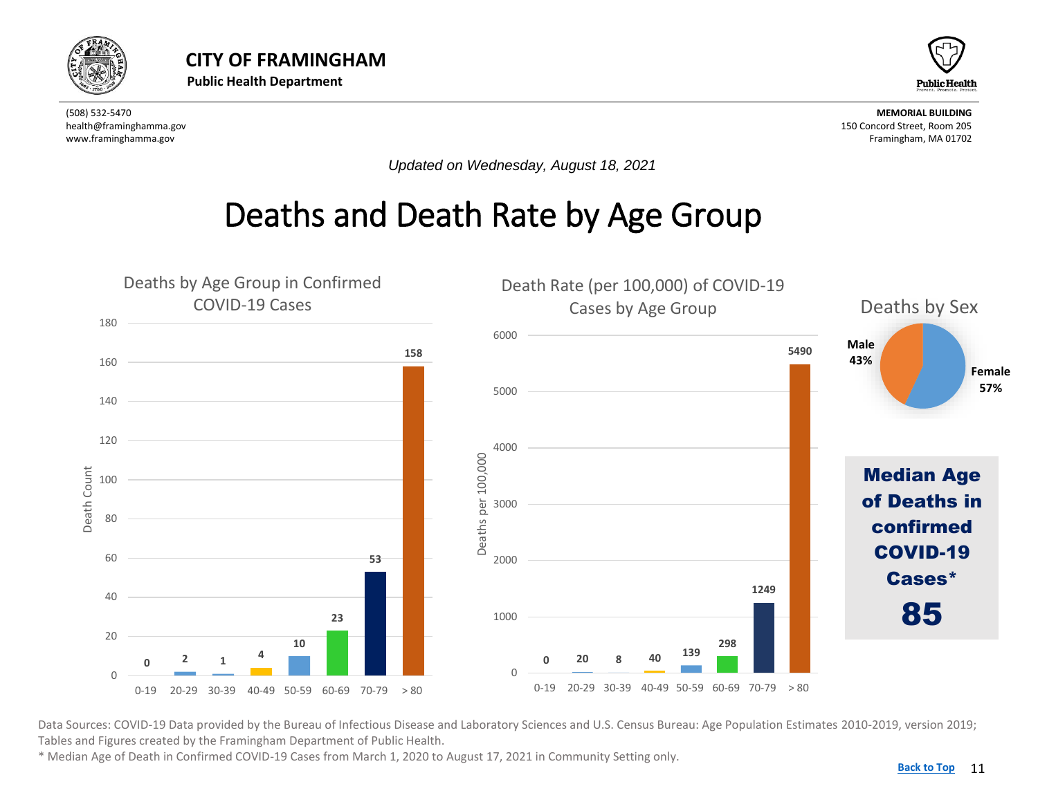# CITY OF FRAMINGHAM

**Public Health Department**

(508) 532-5470
health@framinghamma.gov
www.framinghamma.gov

**MEMORIAL BUILDING**
150 Concord Street, Room 205
Framingham, MA 01702

*Updated on Wednesday, August 18, 2021*

# Deaths and Death Rate by Age Group

## Deaths by Age Group in Confirmed COVID-19 Cases

| Age Group | Death Count |
|---|---|
| 0-19 | 0 |
| 20-29 | 2 |
| 30-39 | 1 |
| 40-49 | 4 |
| 50-59 | 10 |
| 60-69 | 23 |
| 70-79 | 53 |
| > 80 | 158 |

## Death Rate (per 100,000) of COVID-19 Cases by Age Group

| Age Group | Deaths per 100,000 |
|---|---|
| 0-19 | 0 |
| 20-29 | 20 |
| 30-39 | 8 |
| 40-49 | 40 |
| 50-59 | 139 |
| 60-69 | 298 |
| 70-79 | 1249 |
| > 80 | 5490 |

## Deaths by Sex

| Sex | Percent |
|---|---|
| Male | 43% |
| Female | 57% |

**Median Age of Deaths in confirmed COVID-19 Cases***

**85**

Data Sources: COVID-19 Data provided by the Bureau of Infectious Disease and Laboratory Sciences and U.S. Census Bureau: Age Population Estimates 2010-2019, version 2019; Tables and Figures created by the Framingham Department of Public Health.

* Median Age of Death in Confirmed COVID-19 Cases from March 1, 2020 to August 17, 2021 in Community Setting only.

Back to Top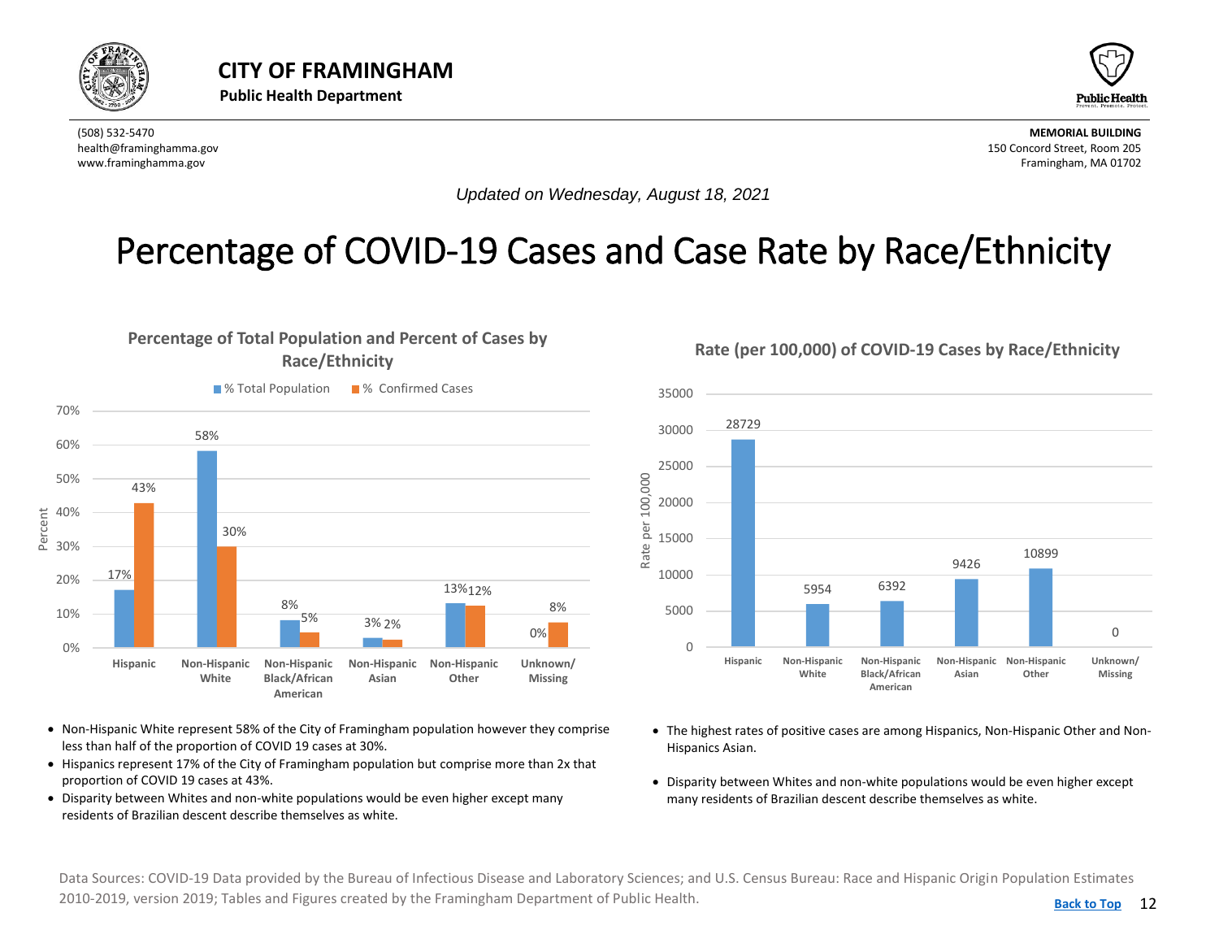**CITY OF FRAMINGHAM**
**Public Health Department**

(508) 532-5470
health@framinghamma.gov
www.framinghamma.gov

**MEMORIAL BUILDING**
150 Concord Street, Room 205
Framingham, MA 01702

*Updated on Wednesday, August 18, 2021*

# Percentage of COVID-19 Cases and Case Rate by Race/Ethnicity

### Percentage of Total Population and Percent of Cases by Race/Ethnicity

| Race/Ethnicity | % Total Population | % Confirmed Cases |
|---|---|---|
| Hispanic | 17% | 43% |
| Non-Hispanic White | 58% | 30% |
| Non-Hispanic Black/African American | 8% | 5% |
| Non-Hispanic Asian | 3% | 2% |
| Non-Hispanic Other | 13% | 12% |
| Unknown/ Missing | 0% | 8% |

- Non-Hispanic White represent 58% of the City of Framingham population however they comprise less than half of the proportion of COVID 19 cases at 30%.
- Hispanics represent 17% of the City of Framingham population but comprise more than 2x that proportion of COVID 19 cases at 43%.
- Disparity between Whites and non-white populations would be even higher except many residents of Brazilian descent describe themselves as white.

### Rate (per 100,000) of COVID-19 Cases by Race/Ethnicity

| Race/Ethnicity | Rate per 100,000 |
|---|---|
| Hispanic | 28729 |
| Non-Hispanic White | 5954 |
| Non-Hispanic Black/African American | 6392 |
| Non-Hispanic Asian | 9426 |
| Non-Hispanic Other | 10899 |
| Unknown/ Missing | 0 |

- The highest rates of positive cases are among Hispanics, Non-Hispanic Other and Non-Hispanics Asian.
- Disparity between Whites and non-white populations would be even higher except many residents of Brazilian descent describe themselves as white.

Data Sources: COVID-19 Data provided by the Bureau of Infectious Disease and Laboratory Sciences; and U.S. Census Bureau: Race and Hispanic Origin Population Estimates 2010-2019, version 2019; Tables and Figures created by the Framingham Department of Public Health.

Back to Top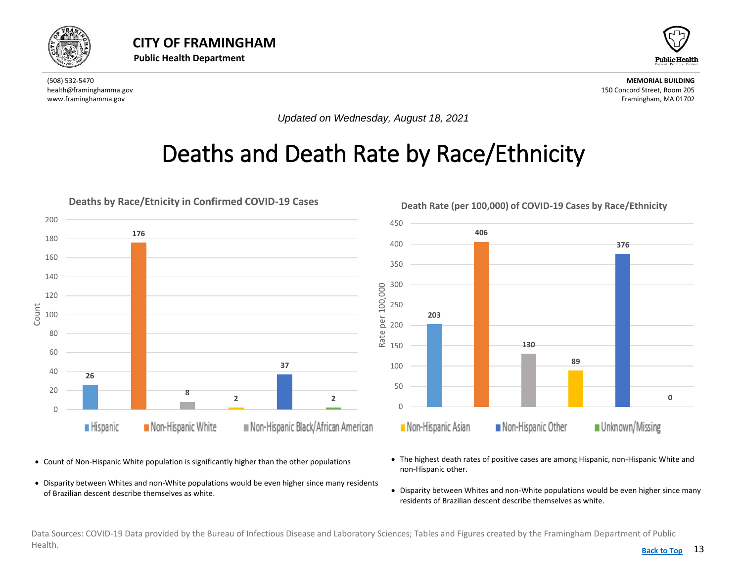# CITY OF FRAMINGHAM

**Public Health Department**

(508) 532-5470
health@framinghamma.gov
www.framinghamma.gov

**MEMORIAL BUILDING**
150 Concord Street, Room 205
Framingham, MA 01702

*Updated on Wednesday, August 18, 2021*

# Deaths and Death Rate by Race/Ethnicity

**Deaths by Race/Etnicity in Confirmed COVID-19 Cases**

| Race/Ethnicity | Count |
|---|---|
| Hispanic | 26 |
| Non-Hispanic White | 176 |
| Non-Hispanic Black/African American | 8 |
| Non-Hispanic Asian | 2 |
| Non-Hispanic Other | 37 |
| Unknown/Missing | 2 |

**Death Rate (per 100,000) of COVID-19 Cases by Race/Ethnicity**

| Race/Ethnicity | Rate per 100,000 |
|---|---|
| Hispanic | 203 |
| Non-Hispanic White | 406 |
| Non-Hispanic Black/African American | 130 |
| Non-Hispanic Asian | 89 |
| Non-Hispanic Other | 376 |
| Unknown/Missing | 0 |

- Count of Non-Hispanic White population is significantly higher than the other populations
- Disparity between Whites and non-White populations would be even higher since many residents of Brazilian descent describe themselves as white.

- The highest death rates of positive cases are among Hispanic, non-Hispanic White and non-Hispanic other.
- Disparity between Whites and non-White populations would be even higher since many residents of Brazilian descent describe themselves as white.

Data Sources: COVID-19 Data provided by the Bureau of Infectious Disease and Laboratory Sciences; Tables and Figures created by the Framingham Department of Public Health.

Back to Top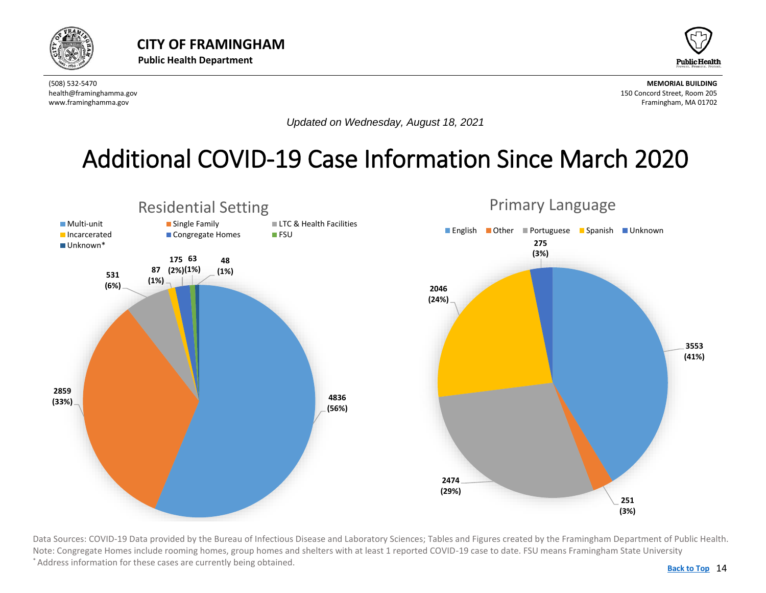**CITY OF FRAMINGHAM**
**Public Health Department**

(508) 532-5470
health@framinghamma.gov
www.framinghamma.gov

**MEMORIAL BUILDING**
150 Concord Street, Room 205
Framingham, MA 01702

*Updated on Wednesday, August 18, 2021*

# Additional COVID-19 Case Information Since March 2020

## Residential Setting

Multi-unit
Single Family
LTC & Health Facilities
Incarcerated
Congregate Homes
FSU
Unknown*

4836 (56%)
2859 (33%)
531 (6%)
87 (1%)
175 (2%)
63 (1%)
48 (1%)

## Primary Language

English
Other
Portuguese
Spanish
Unknown

3553 (41%)
251 (3%)
2474 (29%)
2046 (24%)
275 (3%)

Data Sources: COVID-19 Data provided by the Bureau of Infectious Disease and Laboratory Sciences; Tables and Figures created by the Framingham Department of Public Health.
Note: Congregate Homes include rooming homes, group homes and shelters with at least 1 reported COVID-19 case to date. FSU means Framingham State University
* Address information for these cases are currently being obtained.

Back to Top